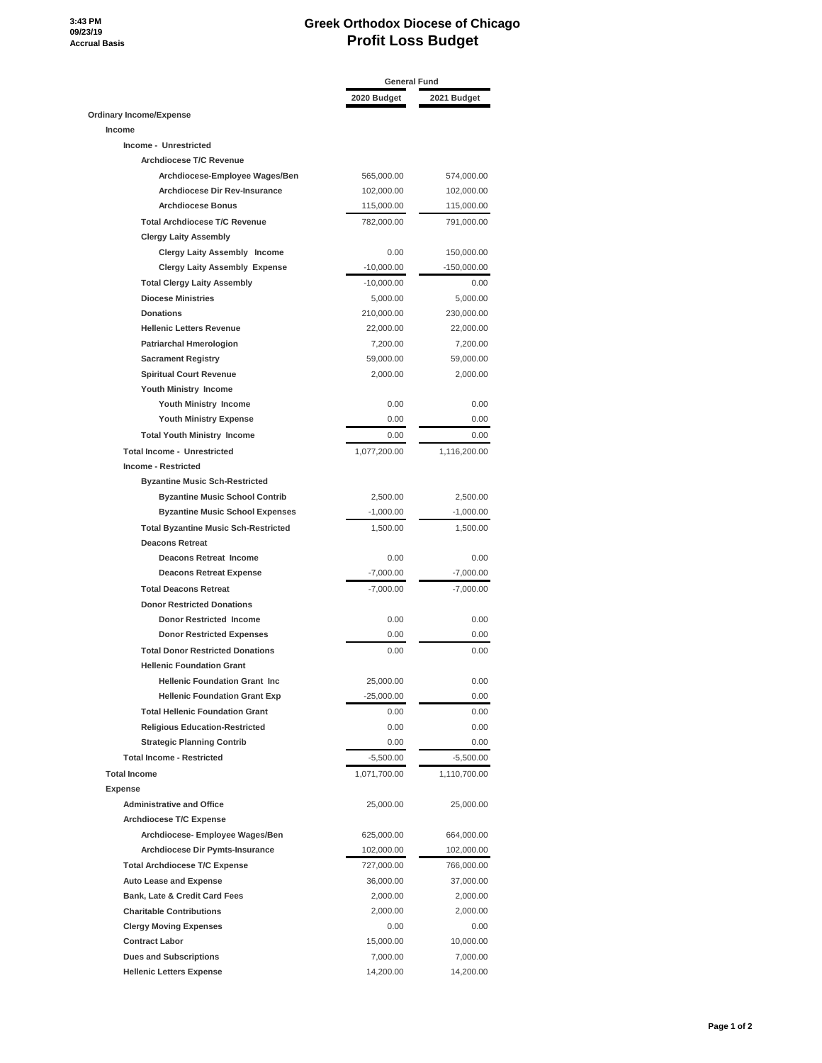3:43 PM
09/23/19
Accrual Basis

# Greek Orthodox Diocese of Chicago
## Profit Loss Budget

| | General Fund | |
|---|---|---|
| | 2020 Budget | 2021 Budget |
| **Ordinary Income/Expense** | | |
| **Income** | | |
| **Income - Unrestricted** | | |
| **Archdiocese T/C Revenue** | | |
| Archdiocese-Employee Wages/Ben | 565,000.00 | 574,000.00 |
| Archdiocese Dir Rev-Insurance | 102,000.00 | 102,000.00 |
| Archdiocese Bonus | 115,000.00 | 115,000.00 |
| **Total Archdiocese T/C Revenue** | 782,000.00 | 791,000.00 |
| **Clergy Laity Assembly** | | |
| Clergy Laity Assembly Income | 0.00 | 150,000.00 |
| Clergy Laity Assembly Expense | -10,000.00 | -150,000.00 |
| **Total Clergy Laity Assembly** | -10,000.00 | 0.00 |
| Diocese Ministries | 5,000.00 | 5,000.00 |
| Donations | 210,000.00 | 230,000.00 |
| Hellenic Letters Revenue | 22,000.00 | 22,000.00 |
| Patriarchal Hmerologion | 7,200.00 | 7,200.00 |
| Sacrament Registry | 59,000.00 | 59,000.00 |
| Spiritual Court Revenue | 2,000.00 | 2,000.00 |
| **Youth Ministry Income** | | |
| Youth Ministry Income | 0.00 | 0.00 |
| Youth Ministry Expense | 0.00 | 0.00 |
| **Total Youth Ministry Income** | 0.00 | 0.00 |
| **Total Income - Unrestricted** | 1,077,200.00 | 1,116,200.00 |
| **Income - Restricted** | | |
| **Byzantine Music Sch-Restricted** | | |
| Byzantine Music School Contrib | 2,500.00 | 2,500.00 |
| Byzantine Music School Expenses | -1,000.00 | -1,000.00 |
| **Total Byzantine Music Sch-Restricted** | 1,500.00 | 1,500.00 |
| **Deacons Retreat** | | |
| Deacons Retreat Income | 0.00 | 0.00 |
| Deacons Retreat Expense | -7,000.00 | -7,000.00 |
| **Total Deacons Retreat** | -7,000.00 | -7,000.00 |
| **Donor Restricted Donations** | | |
| Donor Restricted Income | 0.00 | 0.00 |
| Donor Restricted Expenses | 0.00 | 0.00 |
| **Total Donor Restricted Donations** | 0.00 | 0.00 |
| **Hellenic Foundation Grant** | | |
| Hellenic Foundation Grant Inc | 25,000.00 | 0.00 |
| Hellenic Foundation Grant Exp | -25,000.00 | 0.00 |
| **Total Hellenic Foundation Grant** | 0.00 | 0.00 |
| Religious Education-Restricted | 0.00 | 0.00 |
| Strategic Planning Contrib | 0.00 | 0.00 |
| **Total Income - Restricted** | -5,500.00 | -5,500.00 |
| **Total Income** | 1,071,700.00 | 1,110,700.00 |
| **Expense** | | |
| Administrative and Office | 25,000.00 | 25,000.00 |
| **Archdiocese T/C Expense** | | |
| Archdiocese- Employee Wages/Ben | 625,000.00 | 664,000.00 |
| Archdiocese Dir Pymts-Insurance | 102,000.00 | 102,000.00 |
| **Total Archdiocese T/C Expense** | 727,000.00 | 766,000.00 |
| Auto Lease and Expense | 36,000.00 | 37,000.00 |
| Bank, Late & Credit Card Fees | 2,000.00 | 2,000.00 |
| Charitable Contributions | 2,000.00 | 2,000.00 |
| Clergy Moving Expenses | 0.00 | 0.00 |
| Contract Labor | 15,000.00 | 10,000.00 |
| Dues and Subscriptions | 7,000.00 | 7,000.00 |
| Hellenic Letters Expense | 14,200.00 | 14,200.00 |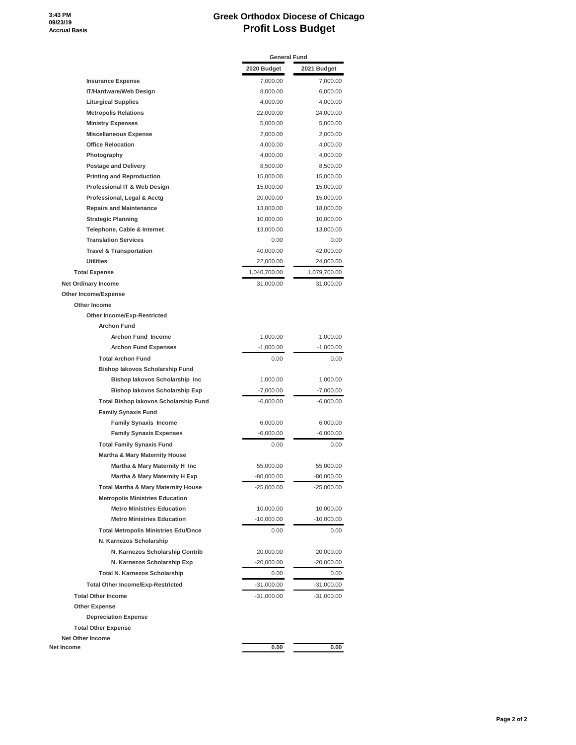3:43 PM
09/23/19
Accrual Basis

# Greek Orthodox Diocese of Chicago
## Profit Loss Budget

| | General Fund | |
|---|---|---|
| | 2020 Budget | 2021 Budget |
| Insurance Expense | 7,000.00 | 7,000.00 |
| IT/Hardware/Web Design | 8,000.00 | 6,000.00 |
| Liturgical Supplies | 4,000.00 | 4,000.00 |
| Metropolis Relations | 22,000.00 | 24,000.00 |
| Ministry Expenses | 5,000.00 | 5,000.00 |
| Miscellaneous Expense | 2,000.00 | 2,000.00 |
| Office Relocation | 4,000.00 | 4,000.00 |
| Photography | 4,000.00 | 4,000.00 |
| Postage and Delivery | 8,500.00 | 8,500.00 |
| Printing and Reproduction | 15,000.00 | 15,000.00 |
| Professional IT & Web Design | 15,000.00 | 15,000.00 |
| Professional, Legal & Acctg | 20,000.00 | 15,000.00 |
| Repairs and Maintenance | 13,000.00 | 18,000.00 |
| Strategic Planning | 10,000.00 | 10,000.00 |
| Telephone, Cable & Internet | 13,000.00 | 13,000.00 |
| Translation Services | 0.00 | 0.00 |
| Travel & Transportation | 40,000.00 | 42,000.00 |
| Utilities | 22,000.00 | 24,000.00 |
| Total Expense | 1,040,700.00 | 1,079,700.00 |
| Net Ordinary Income | 31,000.00 | 31,000.00 |
| Other Income/Expense | | |
| Other Income | | |
| Other Income/Exp-Restricted | | |
| Archon Fund | | |
| Archon Fund Income | 1,000.00 | 1,000.00 |
| Archon Fund Expenses | -1,000.00 | -1,000.00 |
| Total Archon Fund | 0.00 | 0.00 |
| Bishop Iakovos Scholarship Fund | | |
| Bishop Iakovos Scholarship Inc | 1,000.00 | 1,000.00 |
| Bishop Iakovos Scholarship Exp | -7,000.00 | -7,000.00 |
| Total Bishop Iakovos Scholarship Fund | -6,000.00 | -6,000.00 |
| Family Synaxis Fund | | |
| Family Synaxis Income | 6,000.00 | 6,000.00 |
| Family Synaxis Expenses | -6,000.00 | -6,000.00 |
| Total Family Synaxis Fund | 0.00 | 0.00 |
| Martha & Mary Maternity House | | |
| Martha & Mary Maternity H Inc | 55,000.00 | 55,000.00 |
| Martha & Mary Maternity H Exp | -80,000.00 | -80,000.00 |
| Total Martha & Mary Maternity House | -25,000.00 | -25,000.00 |
| Metropolis Ministries Education | | |
| Metro Ministries Education | 10,000.00 | 10,000.00 |
| Metro Ministries Education | -10,000.00 | -10,000.00 |
| Total Metropolis Ministries Edu/Dnce | 0.00 | 0.00 |
| N. Karnezos Scholarship | | |
| N. Karnezos Scholarship Contrib | 20,000.00 | 20,000.00 |
| N. Karnezos Scholarship Exp | -20,000.00 | -20,000.00 |
| Total N. Karnezos Scholarship | 0.00 | 0.00 |
| Total Other Income/Exp-Restricted | -31,000.00 | -31,000.00 |
| Total Other Income | -31,000.00 | -31,000.00 |
| Other Expense | | |
| Depreciation Expense | | |
| Total Other Expense | | |
| Net Other Income | | |
| Net Income | 0.00 | 0.00 |